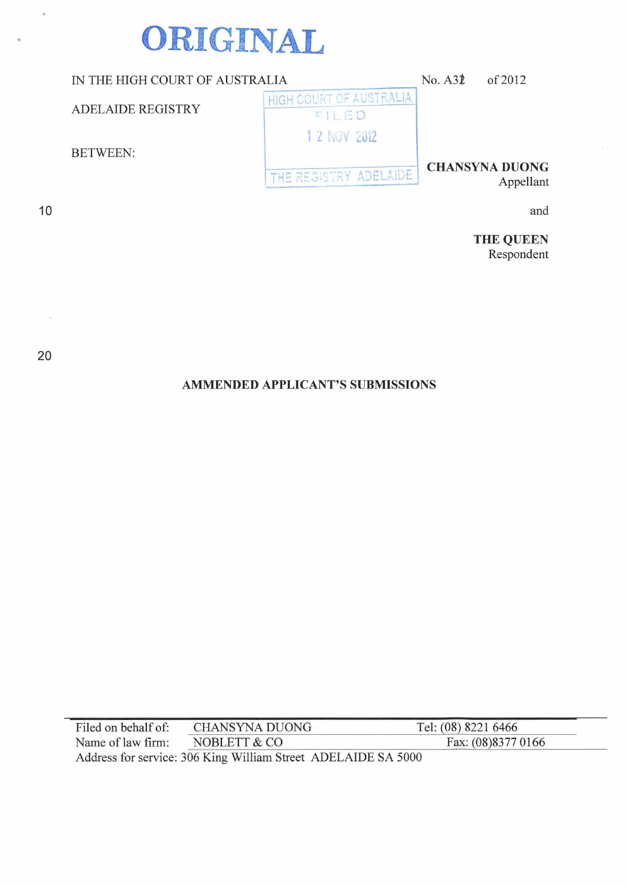**ORIGINAL**

IN THE HIGH COURT OF AUSTRALIA No. A32 of 2012

ADELAIDE REGISTRY

HIGH COURT OF AUSTRALIA
FILED
12 NOV 2012
THE REGISTRY ADELAIDE

BETWEEN:

**CHANSYNA DUONG**
Appellant

and

**THE QUEEN**
Respondent

**AMMENDED APPLICANT'S SUBMISSIONS**

Filed on behalf of: CHANSYNA DUONG Tel: (08) 8221 6466
Name of law firm: NOBLETT & CO Fax: (08)8377 0166
Address for service: 306 King William Street ADELAIDE SA 5000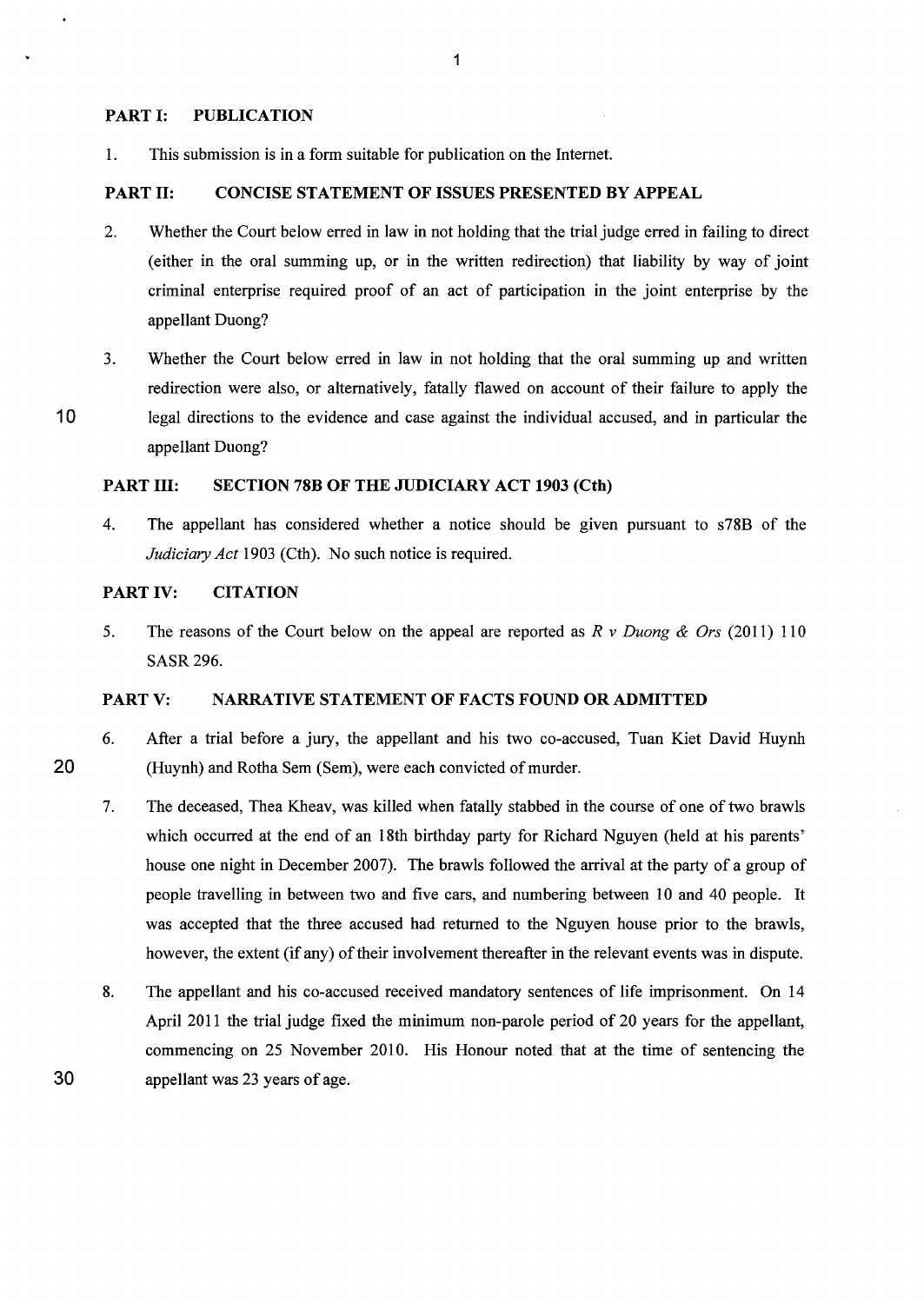## PART I: PUBLICATION

1. This submission is in a form suitable for publication on the Internet.

## PART II: CONCISE STATEMENT OF ISSUES PRESENTED BY APPEAL

2. Whether the Court below erred in law in not holding that the trial judge erred in failing to direct (either in the oral summing up, or in the written redirection) that liability by way of joint criminal enterprise required proof of an act of participation in the joint enterprise by the appellant Duong?

3. Whether the Court below erred in law in not holding that the oral summing up and written redirection were also, or alternatively, fatally flawed on account of their failure to apply the legal directions to the evidence and case against the individual accused, and in particular the appellant Duong?

## PART III: SECTION 78B OF THE JUDICIARY ACT 1903 (Cth)

4. The appellant has considered whether a notice should be given pursuant to s78B of the *Judiciary Act* 1903 (Cth). No such notice is required.

## PART IV: CITATION

5. The reasons of the Court below on the appeal are reported as *R v Duong & Ors* (2011) 110 SASR 296.

## PART V: NARRATIVE STATEMENT OF FACTS FOUND OR ADMITTED

6. After a trial before a jury, the appellant and his two co-accused, Tuan Kiet David Huynh (Huynh) and Rotha Sem (Sem), were each convicted of murder.

7. The deceased, Thea Kheav, was killed when fatally stabbed in the course of one of two brawls which occurred at the end of an 18th birthday party for Richard Nguyen (held at his parents' house one night in December 2007). The brawls followed the arrival at the party of a group of people travelling in between two and five cars, and numbering between 10 and 40 people. It was accepted that the three accused had returned to the Nguyen house prior to the brawls, however, the extent (if any) of their involvement thereafter in the relevant events was in dispute.

8. The appellant and his co-accused received mandatory sentences of life imprisonment. On 14 April 2011 the trial judge fixed the minimum non-parole period of 20 years for the appellant, commencing on 25 November 2010. His Honour noted that at the time of sentencing the appellant was 23 years of age.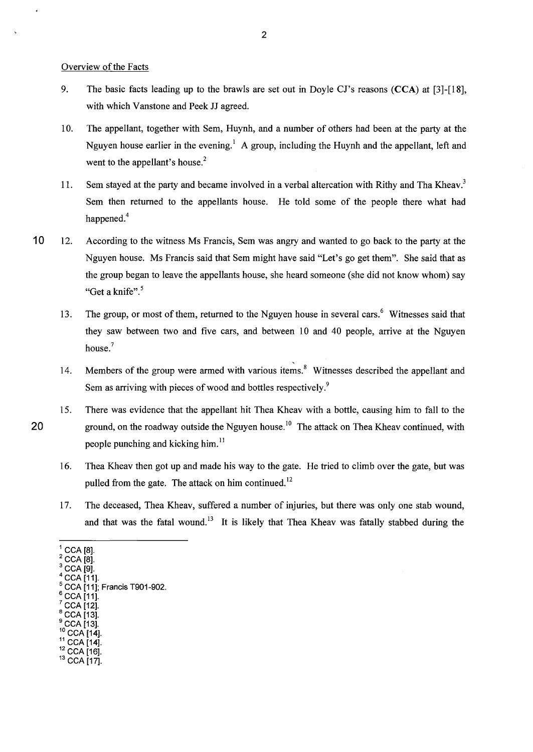Overview of the Facts

9. The basic facts leading up to the brawls are set out in Doyle CJ's reasons (**CCA**) at [3]-[18], with which Vanstone and Peek JJ agreed.

10. The appellant, together with Sem, Huynh, and a number of others had been at the party at the Nguyen house earlier in the evening.[1] A group, including the Huynh and the appellant, left and went to the appellant's house.[2]

11. Sem stayed at the party and became involved in a verbal altercation with Rithy and Tha Kheav.[3] Sem then returned to the appellants house. He told some of the people there what had happened.[4]

12. According to the witness Ms Francis, Sem was angry and wanted to go back to the party at the Nguyen house. Ms Francis said that Sem might have said "Let's go get them". She said that as the group began to leave the appellants house, she heard someone (she did not know whom) say "Get a knife".[5]

13. The group, or most of them, returned to the Nguyen house in several cars.[6] Witnesses said that they saw between two and five cars, and between 10 and 40 people, arrive at the Nguyen house.[7]

14. Members of the group were armed with various items.[8] Witnesses described the appellant and Sem as arriving with pieces of wood and bottles respectively.[9]

15. There was evidence that the appellant hit Thea Kheav with a bottle, causing him to fall to the ground, on the roadway outside the Nguyen house.[10] The attack on Thea Kheav continued, with people punching and kicking him.[11]

16. Thea Kheav then got up and made his way to the gate. He tried to climb over the gate, but was pulled from the gate. The attack on him continued.[12]

17. The deceased, Thea Kheav, suffered a number of injuries, but there was only one stab wound, and that was the fatal wound.[13] It is likely that Thea Kheav was fatally stabbed during the

---

[1] CCA [8].
[2] CCA [8].
[3] CCA [9].
[4] CCA [11].
[5] CCA [11]; Francis T901-902.
[6] CCA [11].
[7] CCA [12].
[8] CCA [13].
[9] CCA [13].
[10] CCA [14].
[11] CCA [14].
[12] CCA [16].
[13] CCA [17].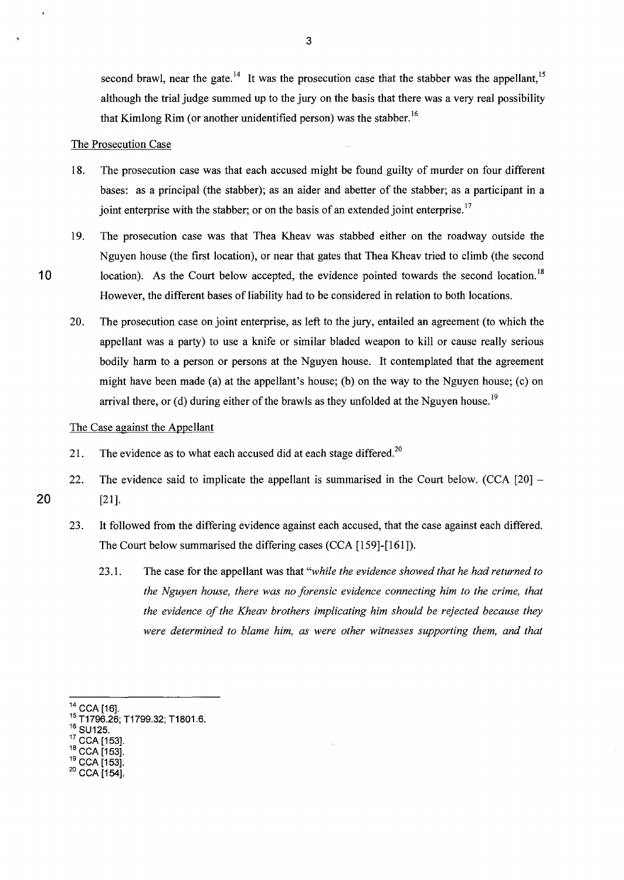second brawl, near the gate.[14] It was the prosecution case that the stabber was the appellant,[15] although the trial judge summed up to the jury on the basis that there was a very real possibility that Kimlong Rim (or another unidentified person) was the stabber.[16]

## The Prosecution Case

18. The prosecution case was that each accused might be found guilty of murder on four different bases: as a principal (the stabber); as an aider and abetter of the stabber; as a participant in a joint enterprise with the stabber; or on the basis of an extended joint enterprise.[17]

19. The prosecution case was that Thea Kheav was stabbed either on the roadway outside the Nguyen house (the first location), or near that gates that Thea Kheav tried to climb (the second location). As the Court below accepted, the evidence pointed towards the second location.[18] However, the different bases of liability had to be considered in relation to both locations.

20. The prosecution case on joint enterprise, as left to the jury, entailed an agreement (to which the appellant was a party) to use a knife or similar bladed weapon to kill or cause really serious bodily harm to a person or persons at the Nguyen house. It contemplated that the agreement might have been made (a) at the appellant's house; (b) on the way to the Nguyen house; (c) on arrival there, or (d) during either of the brawls as they unfolded at the Nguyen house.[19]

## The Case against the Appellant

21. The evidence as to what each accused did at each stage differed.[20]

22. The evidence said to implicate the appellant is summarised in the Court below. (CCA [20] – [21].

23. It followed from the differing evidence against each accused, that the case against each differed. The Court below summarised the differing cases (CCA [159]-[161]).

    23.1. The case for the appellant was that *"while the evidence showed that he had returned to the Nguyen house, there was no forensic evidence connecting him to the crime, that the evidence of the Kheav brothers implicating him should be rejected because they were determined to blame him, as were other witnesses supporting them, and that*

---

[14] CCA [16].
[15] T1796.26; T1799.32; T1801.6.
[16] SU125.
[17] CCA [153].
[18] CCA [153].
[19] CCA [153].
[20] CCA [154].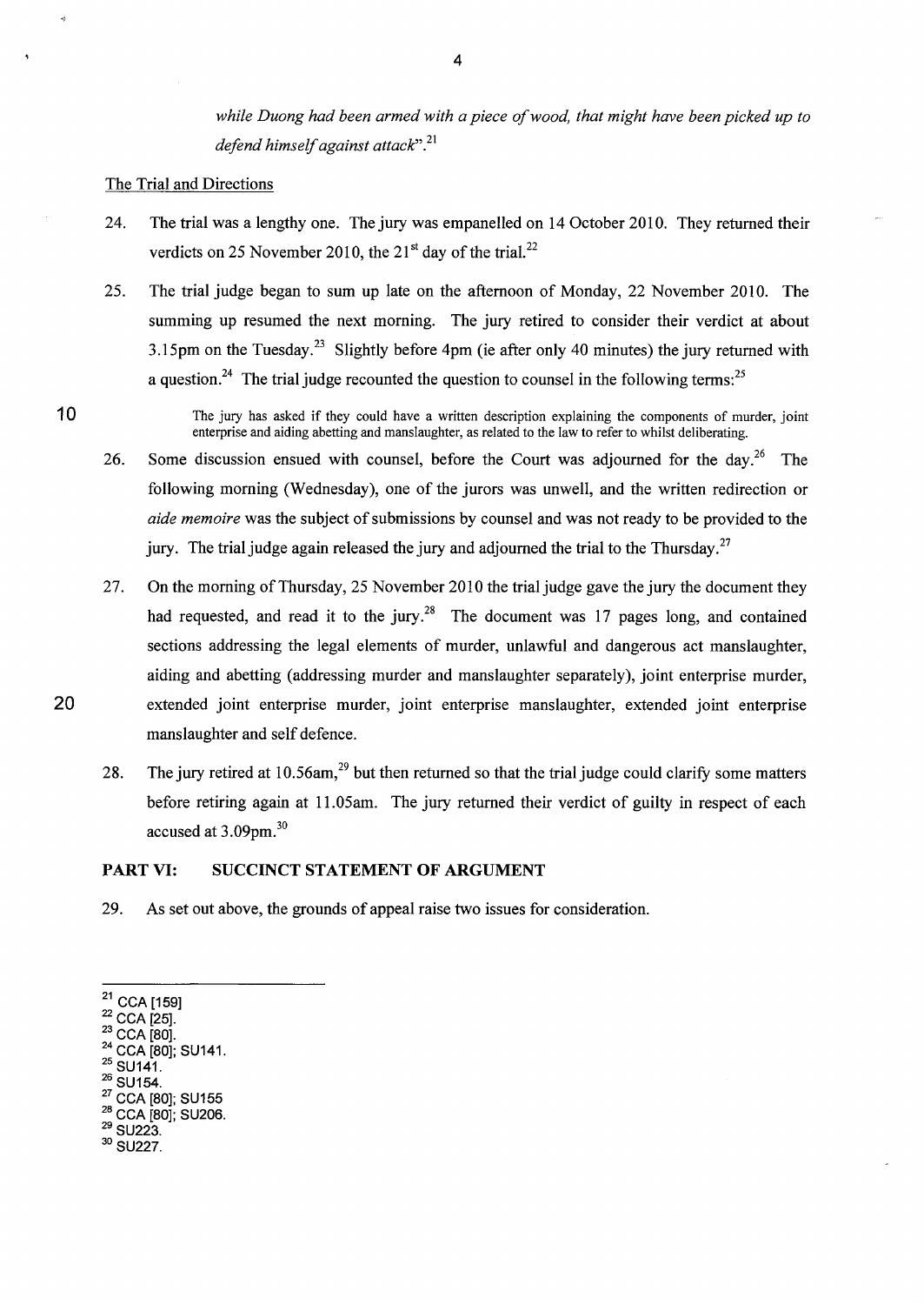*while Duong had been armed with a piece of wood, that might have been picked up to defend himself against attack*".[21]

The Trial and Directions

24. The trial was a lengthy one. The jury was empanelled on 14 October 2010. They returned their verdicts on 25 November 2010, the 21st day of the trial.[22]

25. The trial judge began to sum up late on the afternoon of Monday, 22 November 2010. The summing up resumed the next morning. The jury retired to consider their verdict at about 3.15pm on the Tuesday.[23] Slightly before 4pm (ie after only 40 minutes) the jury returned with a question.[24] The trial judge recounted the question to counsel in the following terms:[25]

> The jury has asked if they could have a written description explaining the components of murder, joint enterprise and aiding abetting and manslaughter, as related to the law to refer to whilst deliberating.

26. Some discussion ensued with counsel, before the Court was adjourned for the day.[26] The following morning (Wednesday), one of the jurors was unwell, and the written redirection or *aide memoire* was the subject of submissions by counsel and was not ready to be provided to the jury. The trial judge again released the jury and adjourned the trial to the Thursday.[27]

27. On the morning of Thursday, 25 November 2010 the trial judge gave the jury the document they had requested, and read it to the jury.[28] The document was 17 pages long, and contained sections addressing the legal elements of murder, unlawful and dangerous act manslaughter, aiding and abetting (addressing murder and manslaughter separately), joint enterprise murder, extended joint enterprise murder, joint enterprise manslaughter, extended joint enterprise manslaughter and self defence.

28. The jury retired at 10.56am,[29] but then returned so that the trial judge could clarify some matters before retiring again at 11.05am. The jury returned their verdict of guilty in respect of each accused at 3.09pm.[30]

## PART VI: SUCCINCT STATEMENT OF ARGUMENT

29. As set out above, the grounds of appeal raise two issues for consideration.

---

[21] CCA [159]
[22] CCA [25].
[23] CCA [80].
[24] CCA [80]; SU141.
[25] SU141.
[26] SU154.
[27] CCA [80]; SU155
[28] CCA [80]; SU206.
[29] SU223.
[30] SU227.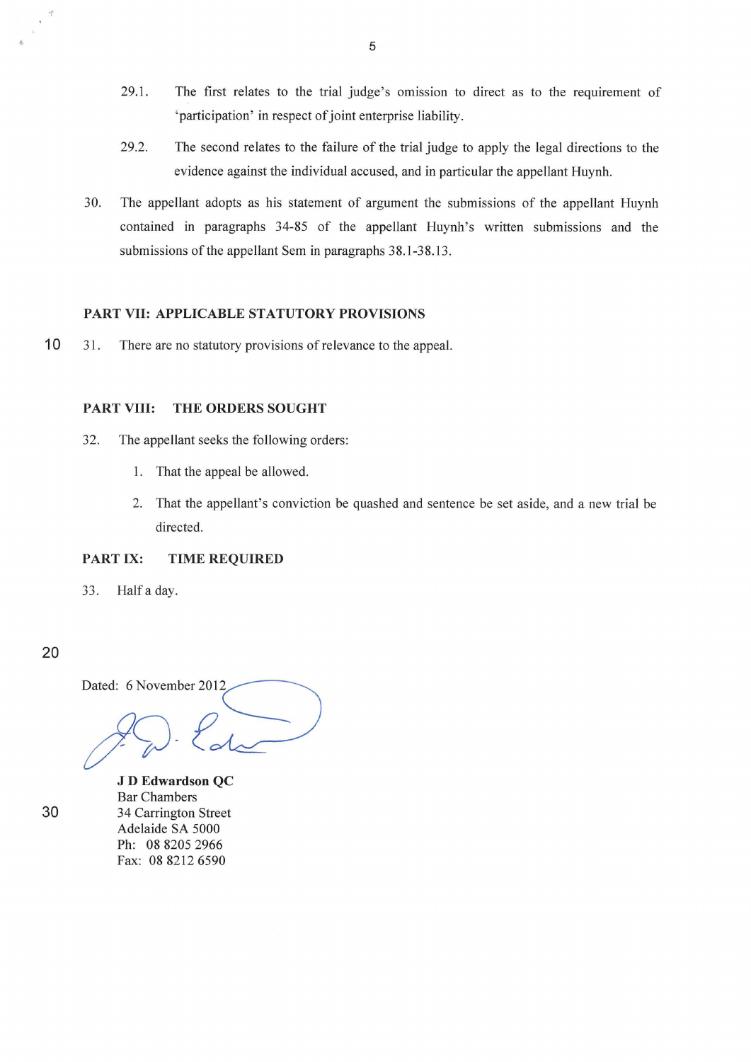29.1. The first relates to the trial judge's omission to direct as to the requirement of 'participation' in respect of joint enterprise liability.

29.2. The second relates to the failure of the trial judge to apply the legal directions to the evidence against the individual accused, and in particular the appellant Huynh.

30. The appellant adopts as his statement of argument the submissions of the appellant Huynh contained in paragraphs 34-85 of the appellant Huynh's written submissions and the submissions of the appellant Sem in paragraphs 38.1-38.13.

**PART VII: APPLICABLE STATUTORY PROVISIONS**

31. There are no statutory provisions of relevance to the appeal.

**PART VIII: THE ORDERS SOUGHT**

32. The appellant seeks the following orders:

1. That the appeal be allowed.
2. That the appellant's conviction be quashed and sentence be set aside, and a new trial be directed.

**PART IX: TIME REQUIRED**

33. Half a day.

Dated: 6 November 2012

**J D Edwardson QC**
Bar Chambers
34 Carrington Street
Adelaide SA 5000
Ph: 08 8205 2966
Fax: 08 8212 6590